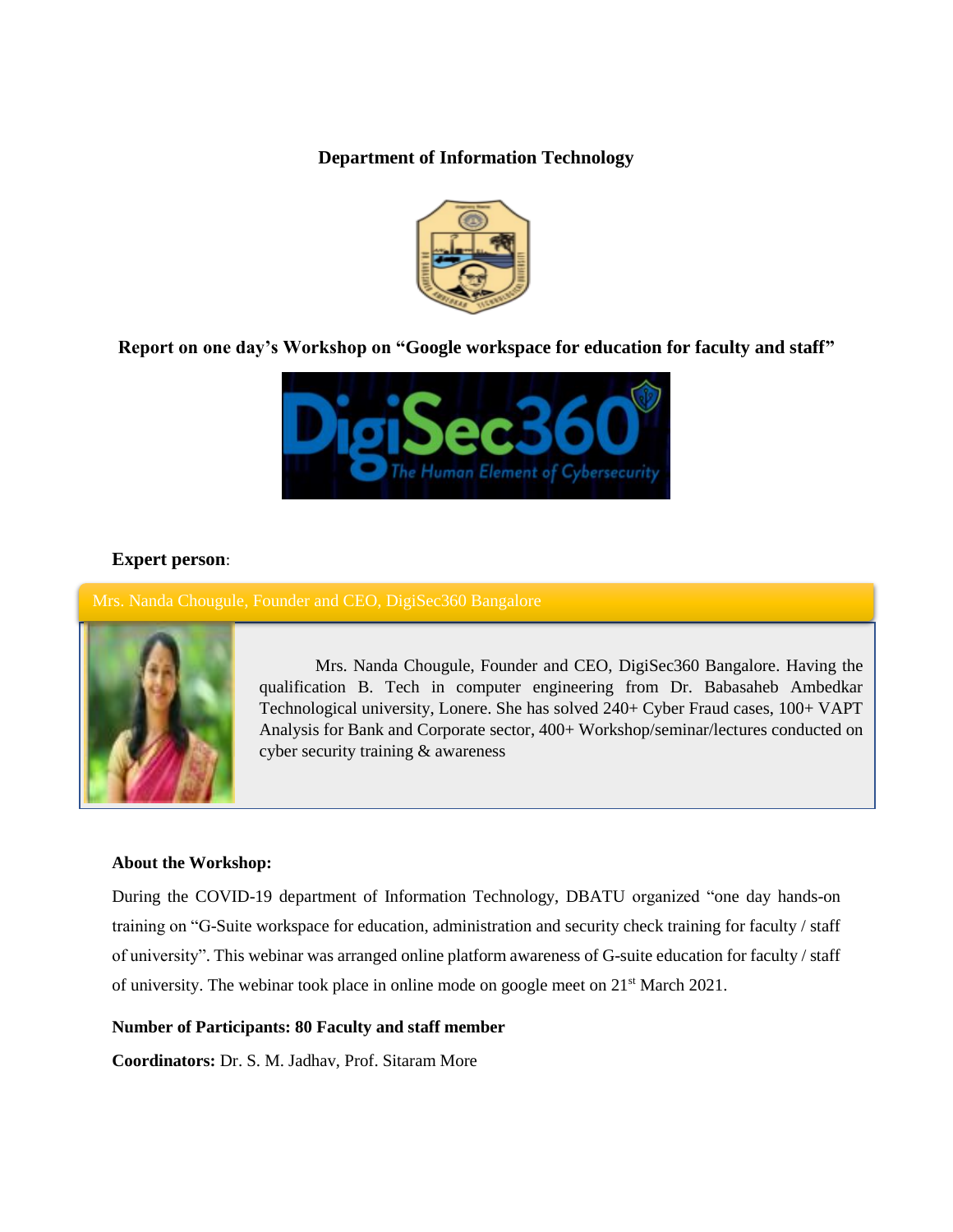# Department of Information Technology

## Report on one day's Workshop on "Google workspace for education for faculty and staff"

**Expert person**:

Mrs. Nanda Chougule, Founder and CEO, DigiSec360 Bangalore

Mrs. Nanda Chougule, Founder and CEO, DigiSec360 Bangalore. Having the qualification B. Tech in computer engineering from Dr. Babasaheb Ambedkar Technological university, Lonere. She has solved 240+ Cyber Fraud cases, 100+ VAPT Analysis for Bank and Corporate sector, 400+ Workshop/seminar/lectures conducted on cyber security training & awareness

**About the Workshop:**

During the COVID-19 department of Information Technology, DBATU organized "one day hands-on training on "G-Suite workspace for education, administration and security check training for faculty / staff of university". This webinar was arranged online platform awareness of G-suite education for faculty / staff of university. The webinar took place in online mode on google meet on 21st March 2021.

**Number of Participants: 80 Faculty and staff member**

**Coordinators:** Dr. S. M. Jadhav, Prof. Sitaram More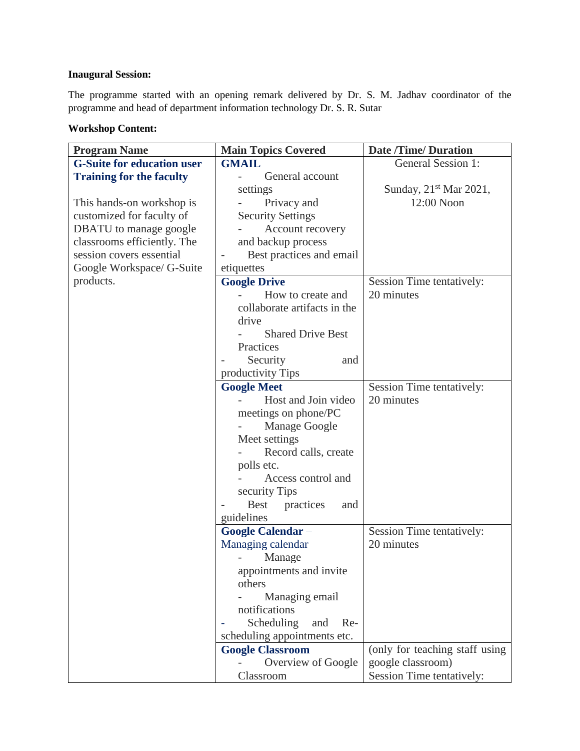**Inaugural Session:**

The programme started with an opening remark delivered by Dr. S. M. Jadhav coordinator of the programme and head of department information technology Dr. S. R. Sutar

**Workshop Content:**

| Program Name | Main Topics Covered | Date /Time/ Duration |
|---|---|---|
| **G-Suite for education user Training for the faculty**<br><br>This hands-on workshop is customized for faculty of DBATU to manage google classrooms efficiently. The session covers essential Google Workspace/ G-Suite products. | **GMAIL**<br>- General account settings<br>- Privacy and Security Settings<br>- Account recovery and backup process<br>- Best practices and email etiquettes | General Session 1:<br><br>Sunday, 21st Mar 2021, 12:00 Noon |
| | **Google Drive**<br>- How to create and collaborate artifacts in the drive<br>- Shared Drive Best Practices<br>- Security and productivity Tips | Session Time tentatively: 20 minutes |
| | **Google Meet**<br>- Host and Join video meetings on phone/PC<br>- Manage Google Meet settings<br>- Record calls, create polls etc.<br>- Access control and security Tips<br>- Best practices and guidelines | Session Time tentatively: 20 minutes |
| | **Google Calendar** – Managing calendar<br>- Manage appointments and invite others<br>- Managing email notifications<br>- Scheduling and Re-scheduling appointments etc. | Session Time tentatively: 20 minutes |
| | **Google Classroom**<br>- Overview of Google Classroom | (only for teaching staff using google classroom)<br>Session Time tentatively: |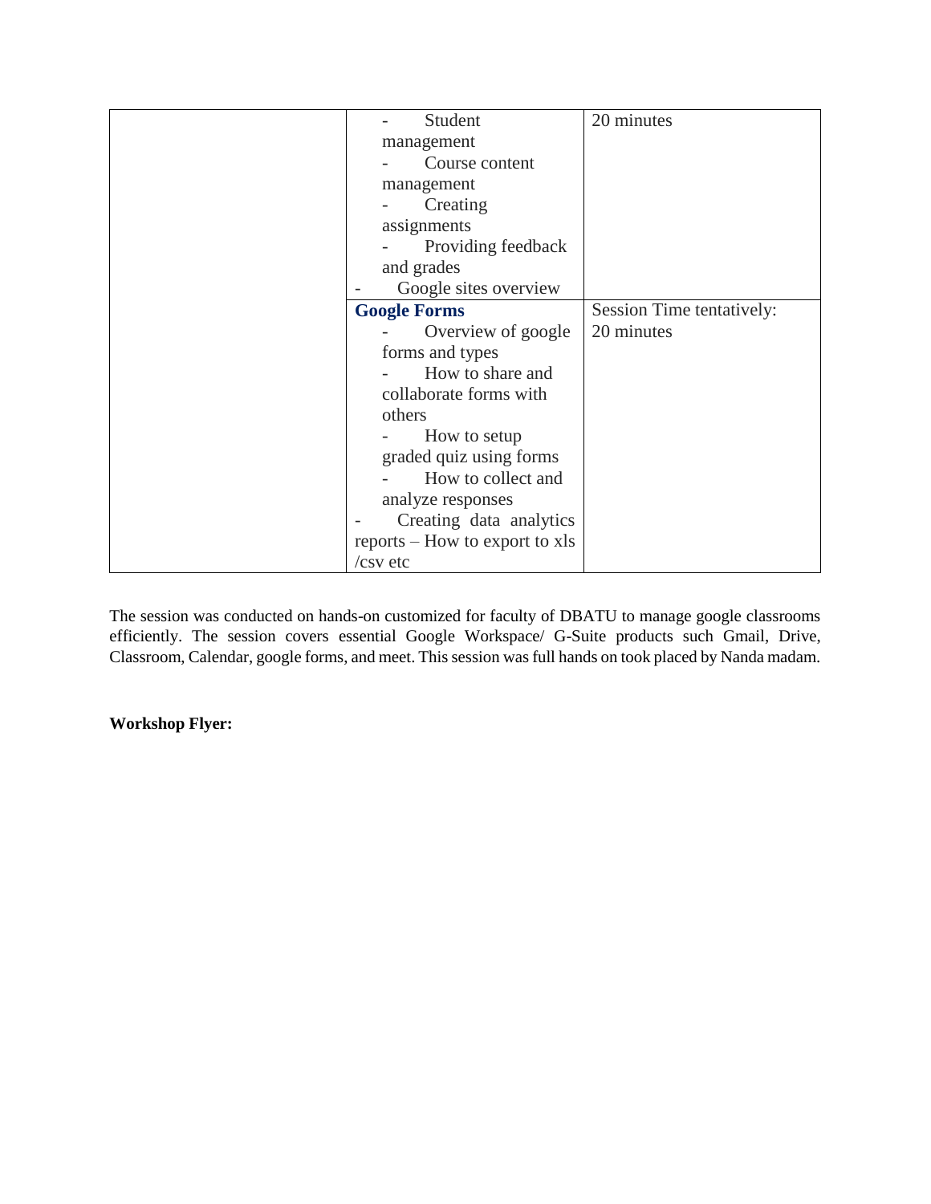| | | |
|---|---|---|
| | - Student management<br>- Course content management<br>- Creating assignments<br>- Providing feedback and grades<br>- Google sites overview | 20 minutes |
| | **Google Forms**<br>- Overview of google forms and types<br>- How to share and collaborate forms with others<br>- How to setup graded quiz using forms<br>- How to collect and analyze responses<br>- Creating data analytics reports – How to export to xls /csv etc | Session Time tentatively: 20 minutes |

The session was conducted on hands-on customized for faculty of DBATU to manage google classrooms efficiently. The session covers essential Google Workspace/ G-Suite products such Gmail, Drive, Classroom, Calendar, google forms, and meet. This session was full hands on took placed by Nanda madam.

**Workshop Flyer:**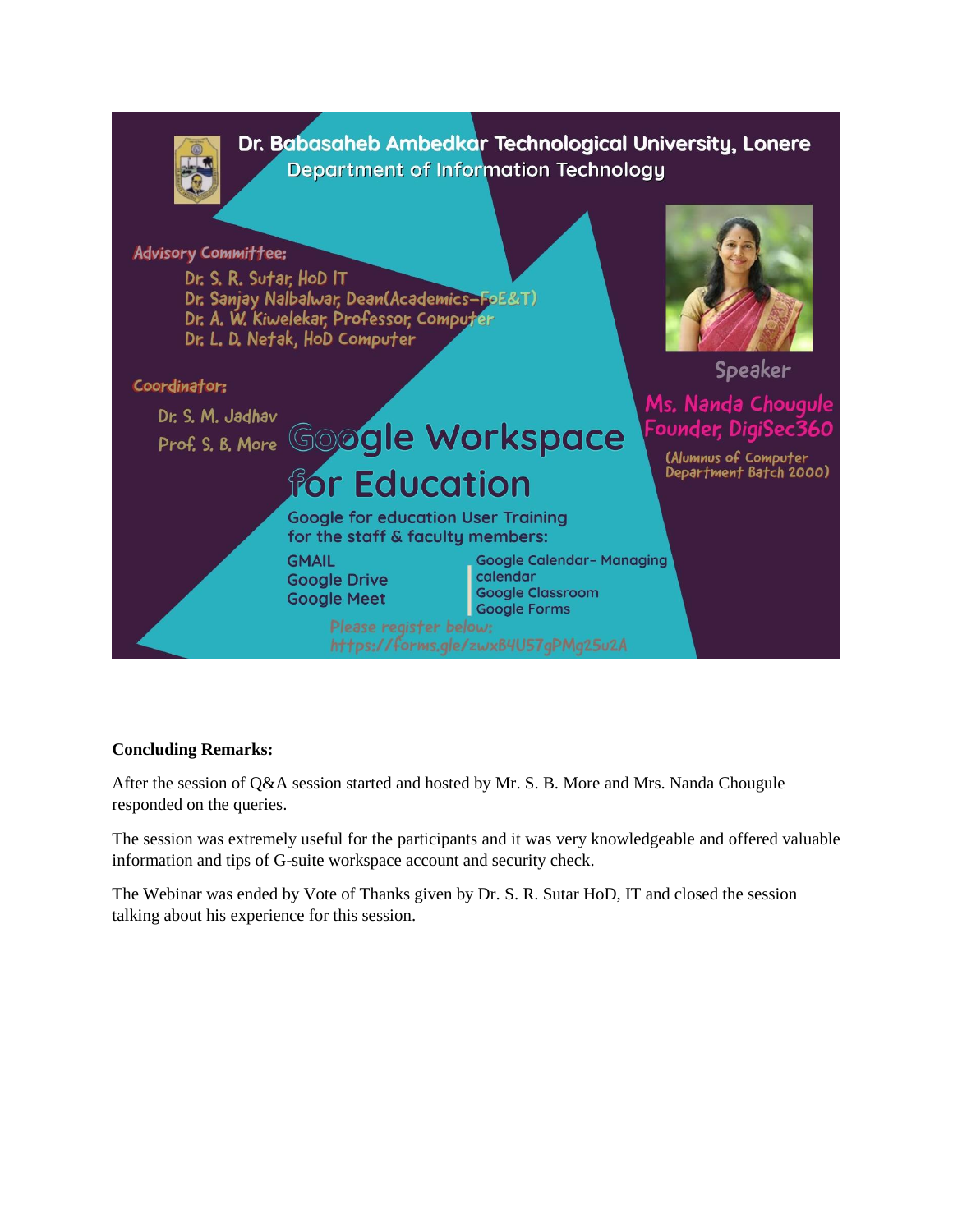Dr. Babasaheb Ambedkar Technological University, Lonere

Department of Information Technology

Advisory Committee:

Dr. S. R. Sutar, HoD IT

Dr. Sanjay Nalbalwar, Dean(Academics-FoE&T)

Dr. A. W. Kiwelekar, Professor, Computer

Dr. L. D. Netak, HoD Computer

Coordinator:

Dr. S. M. Jadhav

Prof. S. B. More

Google Workspace for Education

Google for education User Training for the staff & faculty members:

GMAIL

Google Drive

Google Meet

Google Calendar- Managing calendar

Google Classroom

Google Forms

Please register below:

https://forms.gle/zwxB4U57gPMg25u2A

Speaker

Ms. Nanda Chougule

Founder, DigiSec360

(Alumnus of Computer Department Batch 2000)

**Concluding Remarks:**

After the session of Q&A session started and hosted by Mr. S. B. More and Mrs. Nanda Chougule responded on the queries.

The session was extremely useful for the participants and it was very knowledgeable and offered valuable information and tips of G-suite workspace account and security check.

The Webinar was ended by Vote of Thanks given by Dr. S. R. Sutar HoD, IT and closed the session talking about his experience for this session.